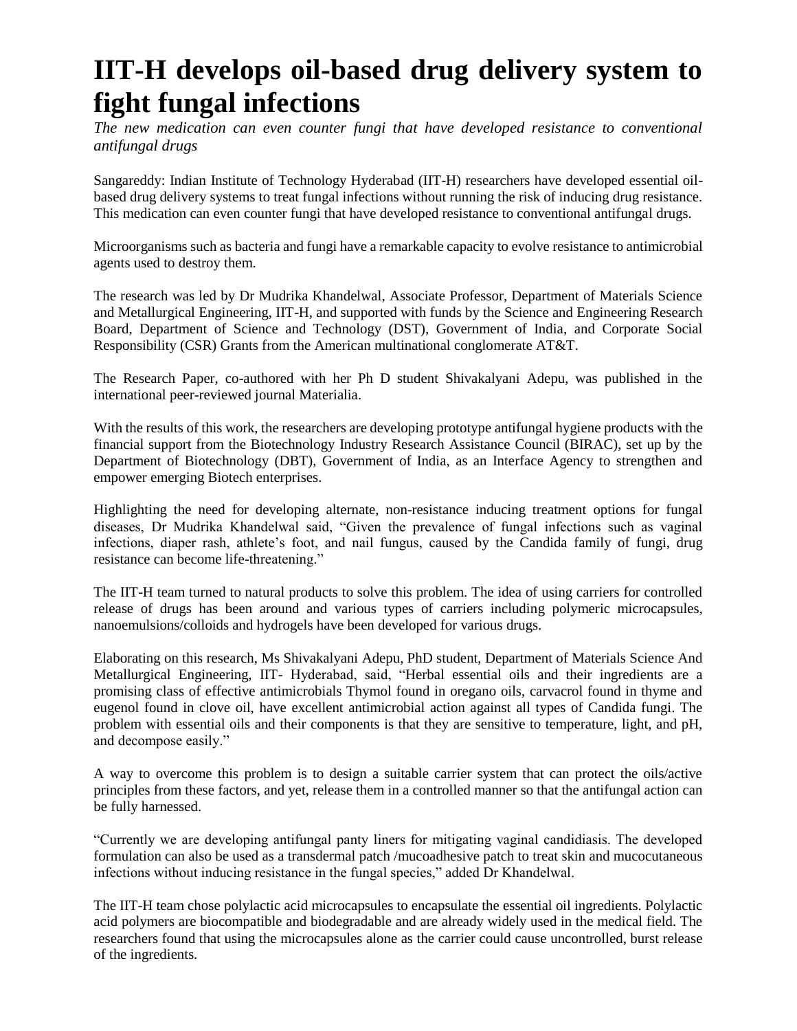# IIT-H develops oil-based drug delivery system to fight fungal infections

*The new medication can even counter fungi that have developed resistance to conventional antifungal drugs*

Sangareddy: Indian Institute of Technology Hyderabad (IIT-H) researchers have developed essential oil-based drug delivery systems to treat fungal infections without running the risk of inducing drug resistance. This medication can even counter fungi that have developed resistance to conventional antifungal drugs.

Microorganisms such as bacteria and fungi have a remarkable capacity to evolve resistance to antimicrobial agents used to destroy them.

The research was led by Dr Mudrika Khandelwal, Associate Professor, Department of Materials Science and Metallurgical Engineering, IIT-H, and supported with funds by the Science and Engineering Research Board, Department of Science and Technology (DST), Government of India, and Corporate Social Responsibility (CSR) Grants from the American multinational conglomerate AT&T.

The Research Paper, co-authored with her Ph D student Shivakalyani Adepu, was published in the international peer-reviewed journal Materialia.

With the results of this work, the researchers are developing prototype antifungal hygiene products with the financial support from the Biotechnology Industry Research Assistance Council (BIRAC), set up by the Department of Biotechnology (DBT), Government of India, as an Interface Agency to strengthen and empower emerging Biotech enterprises.

Highlighting the need for developing alternate, non-resistance inducing treatment options for fungal diseases, Dr Mudrika Khandelwal said, "Given the prevalence of fungal infections such as vaginal infections, diaper rash, athlete's foot, and nail fungus, caused by the Candida family of fungi, drug resistance can become life-threatening."

The IIT-H team turned to natural products to solve this problem. The idea of using carriers for controlled release of drugs has been around and various types of carriers including polymeric microcapsules, nanoemulsions/colloids and hydrogels have been developed for various drugs.

Elaborating on this research, Ms Shivakalyani Adepu, PhD student, Department of Materials Science And Metallurgical Engineering, IIT- Hyderabad, said, "Herbal essential oils and their ingredients are a promising class of effective antimicrobials Thymol found in oregano oils, carvacrol found in thyme and eugenol found in clove oil, have excellent antimicrobial action against all types of Candida fungi. The problem with essential oils and their components is that they are sensitive to temperature, light, and pH, and decompose easily."

A way to overcome this problem is to design a suitable carrier system that can protect the oils/active principles from these factors, and yet, release them in a controlled manner so that the antifungal action can be fully harnessed.

"Currently we are developing antifungal panty liners for mitigating vaginal candidiasis. The developed formulation can also be used as a transdermal patch /mucoadhesive patch to treat skin and mucocutaneous infections without inducing resistance in the fungal species," added Dr Khandelwal.

The IIT-H team chose polylactic acid microcapsules to encapsulate the essential oil ingredients. Polylactic acid polymers are biocompatible and biodegradable and are already widely used in the medical field. The researchers found that using the microcapsules alone as the carrier could cause uncontrolled, burst release of the ingredients.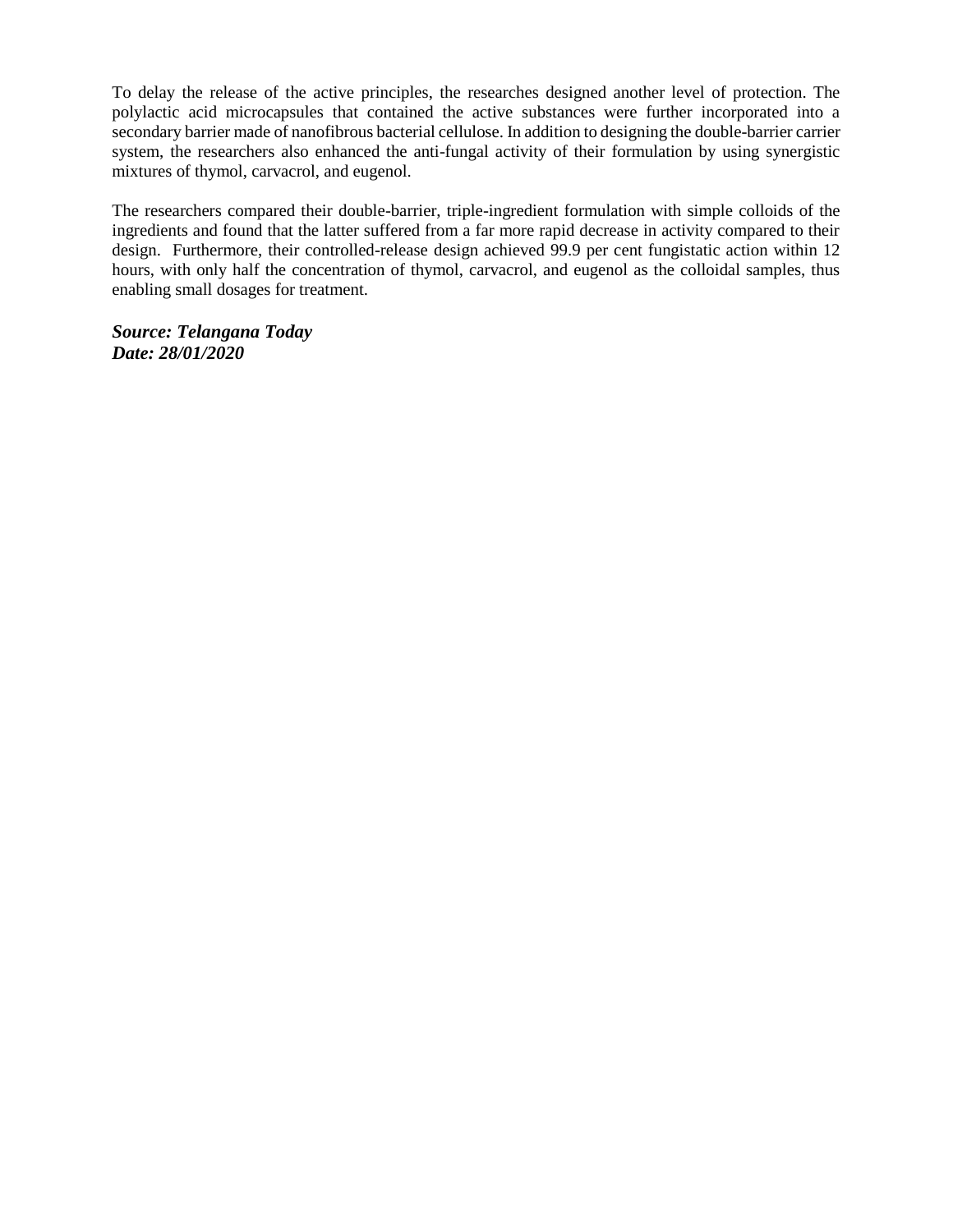To delay the release of the active principles, the researches designed another level of protection. The polylactic acid microcapsules that contained the active substances were further incorporated into a secondary barrier made of nanofibrous bacterial cellulose. In addition to designing the double-barrier carrier system, the researchers also enhanced the anti-fungal activity of their formulation by using synergistic mixtures of thymol, carvacrol, and eugenol.

The researchers compared their double-barrier, triple-ingredient formulation with simple colloids of the ingredients and found that the latter suffered from a far more rapid decrease in activity compared to their design. Furthermore, their controlled-release design achieved 99.9 per cent fungistatic action within 12 hours, with only half the concentration of thymol, carvacrol, and eugenol as the colloidal samples, thus enabling small dosages for treatment.

***Source: Telangana Today***
***Date: 28/01/2020***